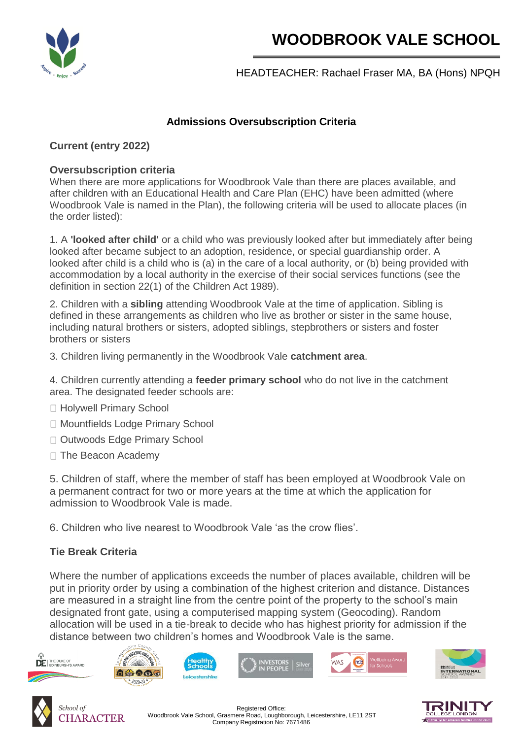# WOODBROOK VALE SCHOOL

HEADTEACHER: Rachael Fraser MA, BA (Hons) NPQH

## Admissions Oversubscription Criteria

### Current (entry 2022)

### Oversubscription criteria

When there are more applications for Woodbrook Vale than there are places available, and after children with an Educational Health and Care Plan (EHC) have been admitted (where Woodbrook Vale is named in the Plan), the following criteria will be used to allocate places (in the order listed):

1. A **'looked after child'** or a child who was previously looked after but immediately after being looked after became subject to an adoption, residence, or special guardianship order. A looked after child is a child who is (a) in the care of a local authority, or (b) being provided with accommodation by a local authority in the exercise of their social services functions (see the definition in section 22(1) of the Children Act 1989).

2. Children with a **sibling** attending Woodbrook Vale at the time of application. Sibling is defined in these arrangements as children who live as brother or sister in the same house, including natural brothers or sisters, adopted siblings, stepbrothers or sisters and foster brothers or sisters

3. Children living permanently in the Woodbrook Vale **catchment area**.

4. Children currently attending a **feeder primary school** who do not live in the catchment area. The designated feeder schools are:

- Holywell Primary School
- Mountfields Lodge Primary School
- Outwoods Edge Primary School
- The Beacon Academy

5. Children of staff, where the member of staff has been employed at Woodbrook Vale on a permanent contract for two or more years at the time at which the application for admission to Woodbrook Vale is made.

6. Children who live nearest to Woodbrook Vale 'as the crow flies'.

### Tie Break Criteria

Where the number of applications exceeds the number of places available, children will be put in priority order by using a combination of the highest criterion and distance. Distances are measured in a straight line from the centre point of the property to the school's main designated front gate, using a computerised mapping system (Geocoding). Random allocation will be used in a tie-break to decide who has highest priority for admission if the distance between two children's homes and Woodbrook Vale is the same.

Registered Office:
Woodbrook Vale School, Grasmere Road, Loughborough, Leicestershire, LE11 2ST
Company Registration No: 7671486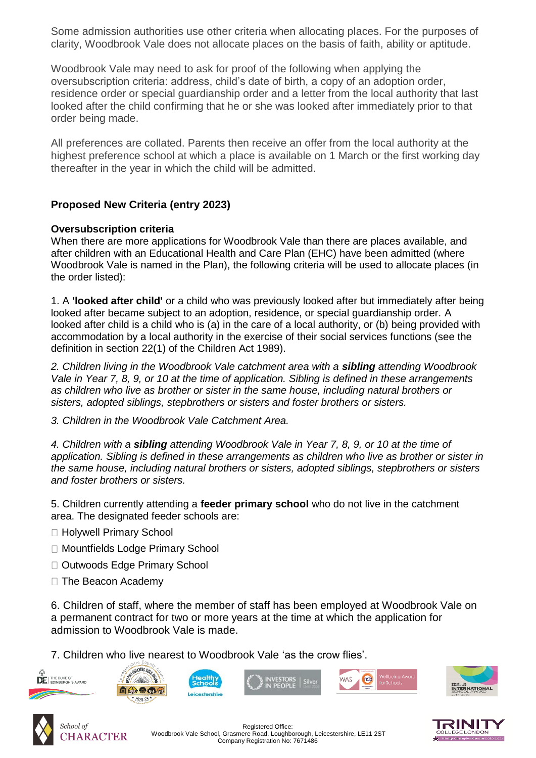Some admission authorities use other criteria when allocating places. For the purposes of clarity, Woodbrook Vale does not allocate places on the basis of faith, ability or aptitude.

Woodbrook Vale may need to ask for proof of the following when applying the oversubscription criteria: address, child's date of birth, a copy of an adoption order, residence order or special guardianship order and a letter from the local authority that last looked after the child confirming that he or she was looked after immediately prior to that order being made.

All preferences are collated. Parents then receive an offer from the local authority at the highest preference school at which a place is available on 1 March or the first working day thereafter in the year in which the child will be admitted.

## Proposed New Criteria (entry 2023)

### Oversubscription criteria

When there are more applications for Woodbrook Vale than there are places available, and after children with an Educational Health and Care Plan (EHC) have been admitted (where Woodbrook Vale is named in the Plan), the following criteria will be used to allocate places (in the order listed):

1. A **'looked after child'** or a child who was previously looked after but immediately after being looked after became subject to an adoption, residence, or special guardianship order. A looked after child is a child who is (a) in the care of a local authority, or (b) being provided with accommodation by a local authority in the exercise of their social services functions (see the definition in section 22(1) of the Children Act 1989).

*2. Children living in the Woodbrook Vale catchment area with a **sibling** attending Woodbrook Vale in Year 7, 8, 9, or 10 at the time of application. Sibling is defined in these arrangements as children who live as brother or sister in the same house, including natural brothers or sisters, adopted siblings, stepbrothers or sisters and foster brothers or sisters.*

*3. Children in the Woodbrook Vale Catchment Area.*

*4. Children with a **sibling** attending Woodbrook Vale in Year 7, 8, 9, or 10 at the time of application. Sibling is defined in these arrangements as children who live as brother or sister in the same house, including natural brothers or sisters, adopted siblings, stepbrothers or sisters and foster brothers or sisters.*

5. Children currently attending a **feeder primary school** who do not live in the catchment area. The designated feeder schools are:

- Holywell Primary School
- Mountfields Lodge Primary School
- Outwoods Edge Primary School
- The Beacon Academy

6. Children of staff, where the member of staff has been employed at Woodbrook Vale on a permanent contract for two or more years at the time at which the application for admission to Woodbrook Vale is made.

7. Children who live nearest to Woodbrook Vale 'as the crow flies'.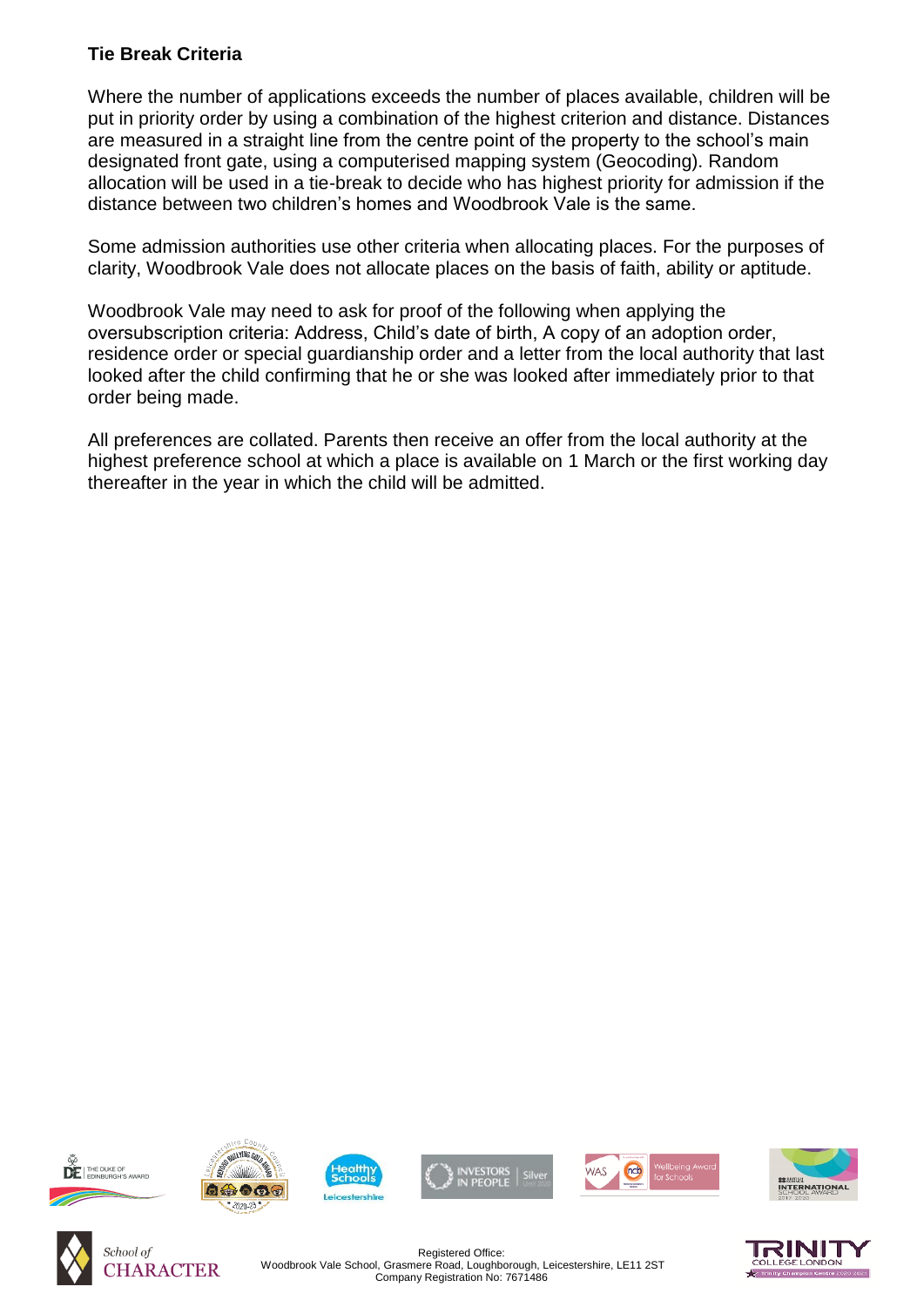**Tie Break Criteria**

Where the number of applications exceeds the number of places available, children will be put in priority order by using a combination of the highest criterion and distance. Distances are measured in a straight line from the centre point of the property to the school's main designated front gate, using a computerised mapping system (Geocoding). Random allocation will be used in a tie-break to decide who has highest priority for admission if the distance between two children's homes and Woodbrook Vale is the same.

Some admission authorities use other criteria when allocating places. For the purposes of clarity, Woodbrook Vale does not allocate places on the basis of faith, ability or aptitude.

Woodbrook Vale may need to ask for proof of the following when applying the oversubscription criteria: Address, Child's date of birth, A copy of an adoption order, residence order or special guardianship order and a letter from the local authority that last looked after the child confirming that he or she was looked after immediately prior to that order being made.

All preferences are collated. Parents then receive an offer from the local authority at the highest preference school at which a place is available on 1 March or the first working day thereafter in the year in which the child will be admitted.

Registered Office:
Woodbrook Vale School, Grasmere Road, Loughborough, Leicestershire, LE11 2ST
Company Registration No: 7671486